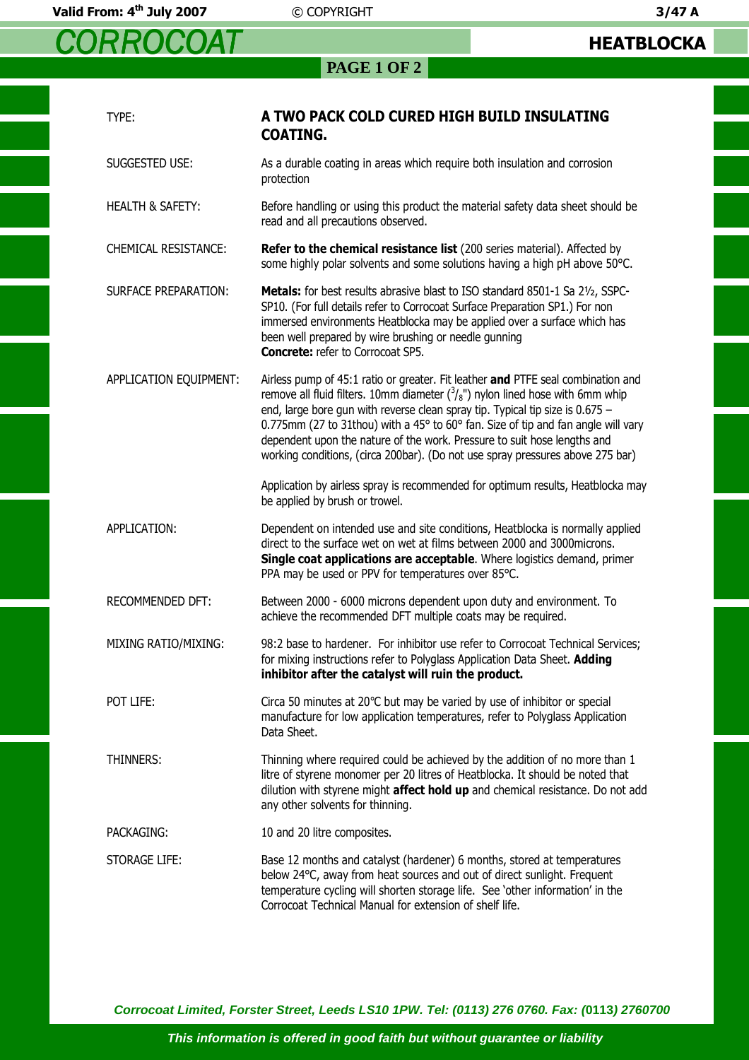# CORROCOAT

## HEATBLOCKA

| | |
|---|---|
| TYPE: | **A TWO PACK COLD CURED HIGH BUILD INSULATING COATING.** |
| SUGGESTED USE: | As a durable coating in areas which require both insulation and corrosion protection |
| HEALTH & SAFETY: | Before handling or using this product the material safety data sheet should be read and all precautions observed. |
| CHEMICAL RESISTANCE: | **Refer to the chemical resistance list** (200 series material). Affected by some highly polar solvents and some solutions having a high pH above 50°C. |
| SURFACE PREPARATION: | **Metals:** for best results abrasive blast to ISO standard 8501-1 Sa 2½, SSPC-SP10. (For full details refer to Corrocoat Surface Preparation SP1.) For non immersed environments Heatblocka may be applied over a surface which has been well prepared by wire brushing or needle gunning<br>**Concrete:** refer to Corrocoat SP5. |
| APPLICATION EQUIPMENT: | Airless pump of 45:1 ratio or greater. Fit leather **and** PTFE seal combination and remove all fluid filters. 10mm diameter ($^3/_8$") nylon lined hose with 6mm whip end, large bore gun with reverse clean spray tip. Typical tip size is 0.675 – 0.775mm (27 to 31thou) with a 45° to 60° fan. Size of tip and fan angle will vary dependent upon the nature of the work. Pressure to suit hose lengths and working conditions, (circa 200bar). (Do not use spray pressures above 275 bar)<br><br>Application by airless spray is recommended for optimum results, Heatblocka may be applied by brush or trowel. |
| APPLICATION: | Dependent on intended use and site conditions, Heatblocka is normally applied direct to the surface wet on wet at films between 2000 and 3000microns. **Single coat applications are acceptable**. Where logistics demand, primer PPA may be used or PPV for temperatures over 85°C. |
| RECOMMENDED DFT: | Between 2000 - 6000 microns dependent upon duty and environment. To achieve the recommended DFT multiple coats may be required. |
| MIXING RATIO/MIXING: | 98:2 base to hardener. For inhibitor use refer to Corrocoat Technical Services; for mixing instructions refer to Polyglass Application Data Sheet. **Adding inhibitor after the catalyst will ruin the product.** |
| POT LIFE: | Circa 50 minutes at 20°C but may be varied by use of inhibitor or special manufacture for low application temperatures, refer to Polyglass Application Data Sheet. |
| THINNERS: | Thinning where required could be achieved by the addition of no more than 1 litre of styrene monomer per 20 litres of Heatblocka. It should be noted that dilution with styrene might **affect hold up** and chemical resistance. Do not add any other solvents for thinning. |
| PACKAGING: | 10 and 20 litre composites. |
| STORAGE LIFE: | Base 12 months and catalyst (hardener) 6 months, stored at temperatures below 24°C, away from heat sources and out of direct sunlight. Frequent temperature cycling will shorten storage life. See 'other information' in the Corrocoat Technical Manual for extension of shelf life. |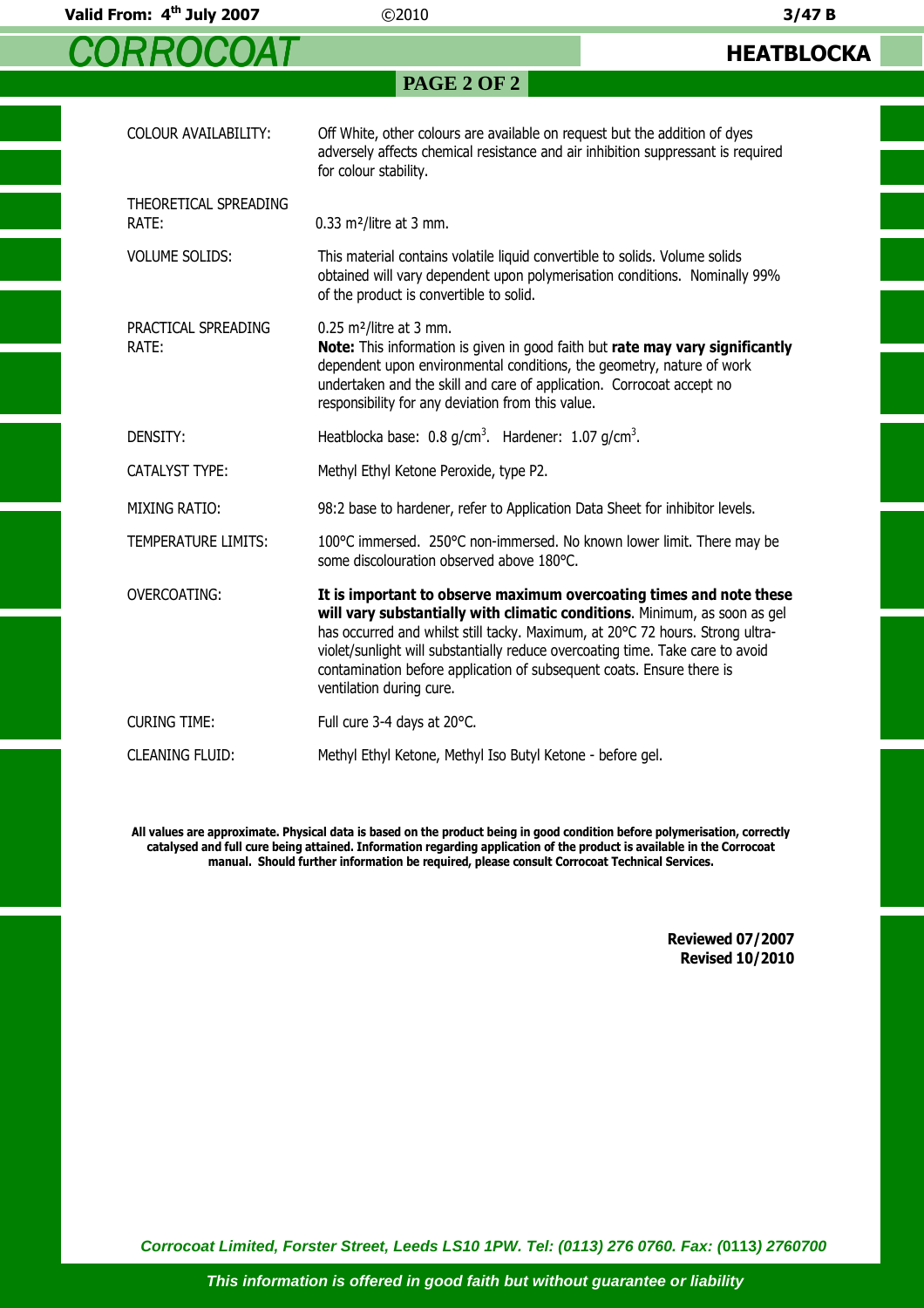| | |
|---|---|
| COLOUR AVAILABILITY: | Off White, other colours are available on request but the addition of dyes adversely affects chemical resistance and air inhibition suppressant is required for colour stability. |
| THEORETICAL SPREADING RATE: | 0.33 $m^2$/litre at 3 mm. |
| VOLUME SOLIDS: | This material contains volatile liquid convertible to solids. Volume solids obtained will vary dependent upon polymerisation conditions. Nominally 99% of the product is convertible to solid. |
| PRACTICAL SPREADING RATE: | 0.25 $m^2$/litre at 3 mm. **Note:** This information is given in good faith but **rate may vary significantly** dependent upon environmental conditions, the geometry, nature of work undertaken and the skill and care of application. Corrocoat accept no responsibility for any deviation from this value. |
| DENSITY: | Heatblocka base: 0.8 g/$cm^3$. Hardener: 1.07 g/$cm^3$. |
| CATALYST TYPE: | Methyl Ethyl Ketone Peroxide, type P2. |
| MIXING RATIO: | 98:2 base to hardener, refer to Application Data Sheet for inhibitor levels. |
| TEMPERATURE LIMITS: | 100°C immersed. 250°C non-immersed. No known lower limit. There may be some discolouration observed above 180°C. |
| OVERCOATING: | **It is important to observe maximum overcoating times and note these will vary substantially with climatic conditions**. Minimum, as soon as gel has occurred and whilst still tacky. Maximum, at 20°C 72 hours. Strong ultra-violet/sunlight will substantially reduce overcoating time. Take care to avoid contamination before application of subsequent coats. Ensure there is ventilation during cure. |
| CURING TIME: | Full cure 3-4 days at 20°C. |
| CLEANING FLUID: | Methyl Ethyl Ketone, Methyl Iso Butyl Ketone - before gel. |

**All values are approximate. Physical data is based on the product being in good condition before polymerisation, correctly catalysed and full cure being attained. Information regarding application of the product is available in the Corrocoat manual. Should further information be required, please consult Corrocoat Technical Services.**

**Reviewed 07/2007**
**Revised 10/2010**

*Corrocoat Limited, Forster Street, Leeds LS10 1PW. Tel: (0113) 276 0760. Fax: (0113) 2760700*

*This information is offered in good faith but without guarantee or liability*